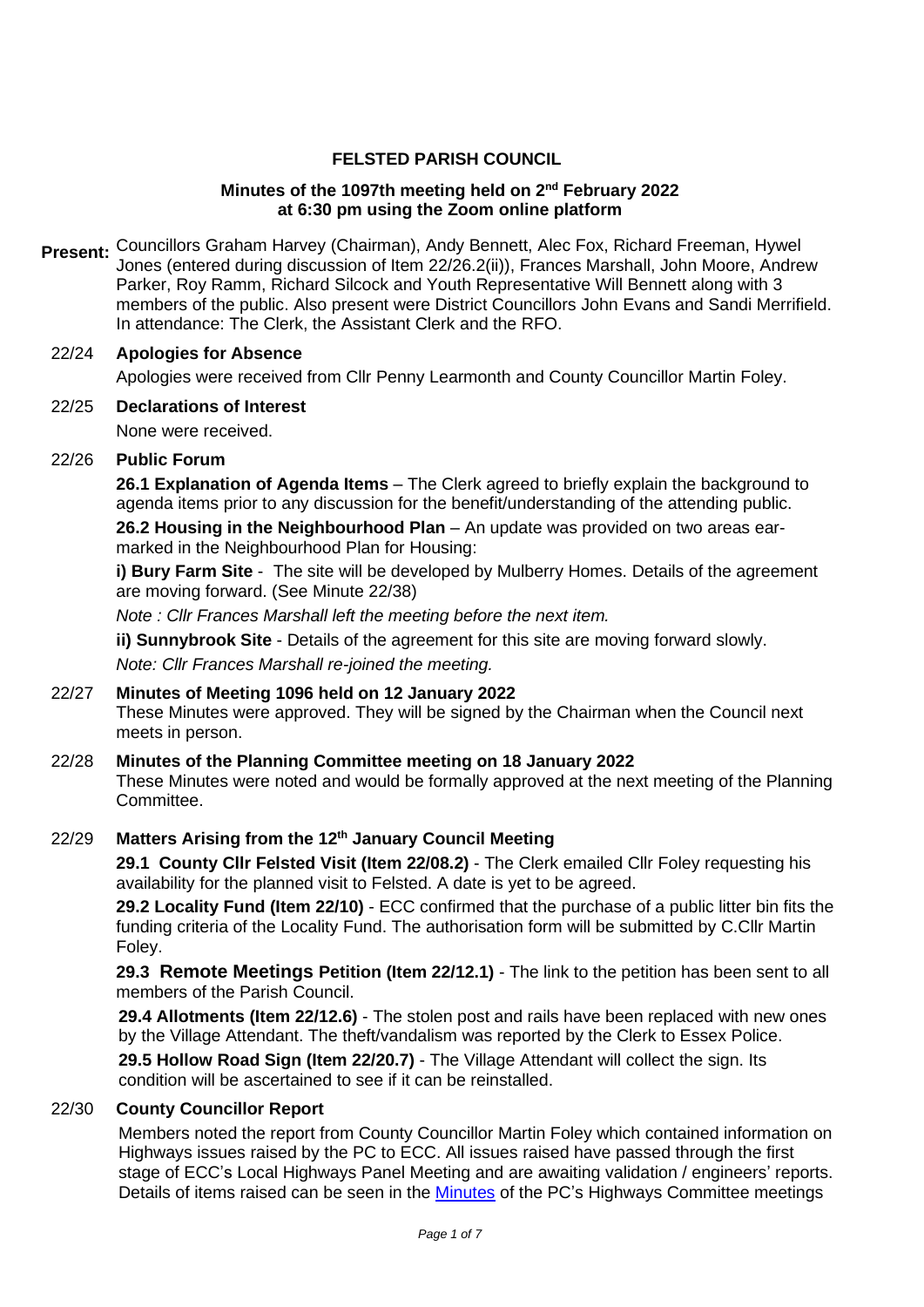# FELSTED PARISH COUNCIL

**Minutes of the 1097th meeting held on 2nd February 2022 at 6:30 pm using the Zoom online platform**

**Present:** Councillors Graham Harvey (Chairman), Andy Bennett, Alec Fox, Richard Freeman, Hywel Jones (entered during discussion of Item 22/26.2(ii)), Frances Marshall, John Moore, Andrew Parker, Roy Ramm, Richard Silcock and Youth Representative Will Bennett along with 3 members of the public. Also present were District Councillors John Evans and Sandi Merrifield. In attendance: The Clerk, the Assistant Clerk and the RFO.

## 22/24 Apologies for Absence

Apologies were received from Cllr Penny Learmonth and County Councillor Martin Foley.

## 22/25 Declarations of Interest

None were received.

## 22/26 Public Forum

**26.1 Explanation of Agenda Items** – The Clerk agreed to briefly explain the background to agenda items prior to any discussion for the benefit/understanding of the attending public.

**26.2 Housing in the Neighbourhood Plan** – An update was provided on two areas ear-marked in the Neighbourhood Plan for Housing:

**i) Bury Farm Site** - The site will be developed by Mulberry Homes. Details of the agreement are moving forward. (See Minute 22/38)

*Note : Cllr Frances Marshall left the meeting before the next item.*

**ii) Sunnybrook Site** - Details of the agreement for this site are moving forward slowly.

*Note: Cllr Frances Marshall re-joined the meeting.*

## 22/27 Minutes of Meeting 1096 held on 12 January 2022

These Minutes were approved. They will be signed by the Chairman when the Council next meets in person.

## 22/28 Minutes of the Planning Committee meeting on 18 January 2022

These Minutes were noted and would be formally approved at the next meeting of the Planning Committee.

## 22/29 Matters Arising from the 12th January Council Meeting

**29.1 County Cllr Felsted Visit (Item 22/08.2)** - The Clerk emailed Cllr Foley requesting his availability for the planned visit to Felsted. A date is yet to be agreed.

**29.2 Locality Fund (Item 22/10)** - ECC confirmed that the purchase of a public litter bin fits the funding criteria of the Locality Fund. The authorisation form will be submitted by C.Cllr Martin Foley.

**29.3 Remote Meetings Petition (Item 22/12.1)** - The link to the petition has been sent to all members of the Parish Council.

**29.4 Allotments (Item 22/12.6)** - The stolen post and rails have been replaced with new ones by the Village Attendant. The theft/vandalism was reported by the Clerk to Essex Police.

**29.5 Hollow Road Sign (Item 22/20.7)** - The Village Attendant will collect the sign. Its condition will be ascertained to see if it can be reinstalled.

## 22/30 County Councillor Report

Members noted the report from County Councillor Martin Foley which contained information on Highways issues raised by the PC to ECC. All issues raised have passed through the first stage of ECC's Local Highways Panel Meeting and are awaiting validation / engineers' reports. Details of items raised can be seen in the Minutes of the PC's Highways Committee meetings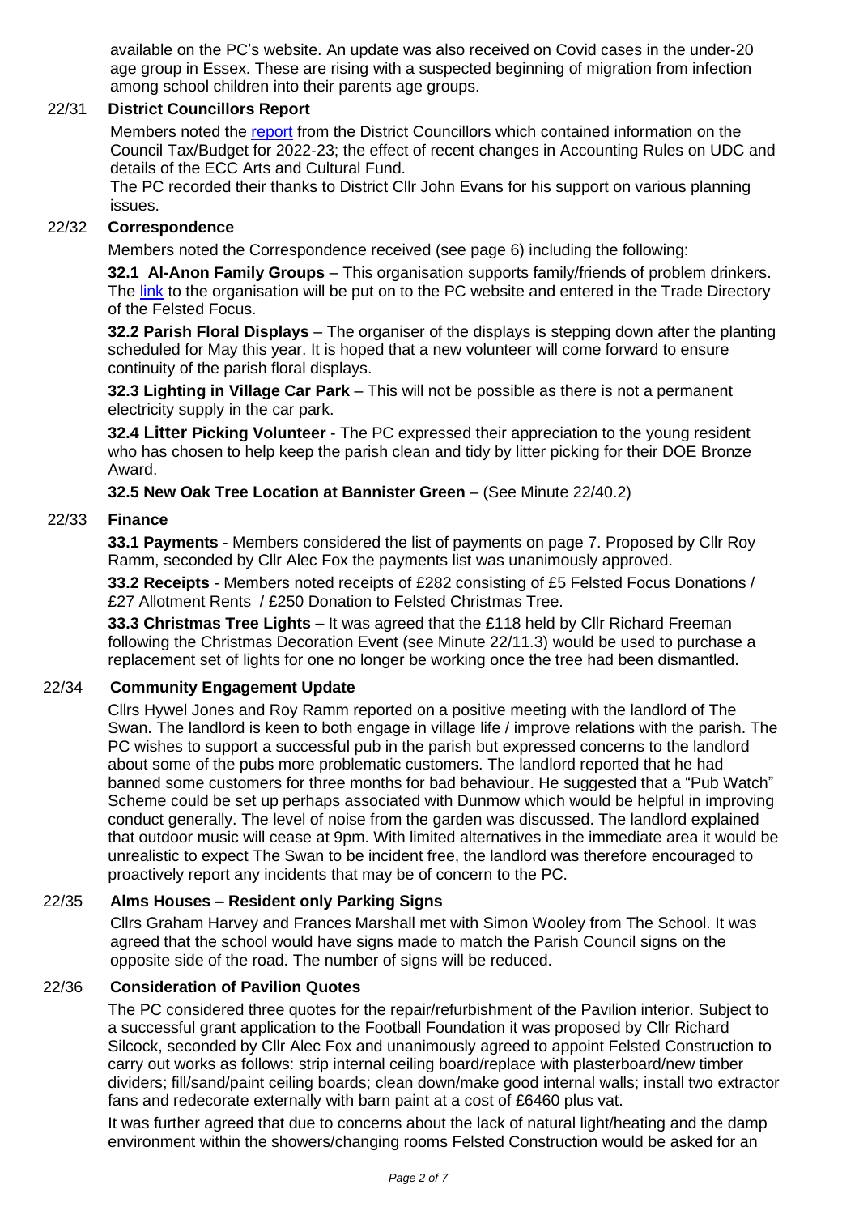available on the PC's website. An update was also received on Covid cases in the under-20 age group in Essex. These are rising with a suspected beginning of migration from infection among school children into their parents age groups.

**22/31 District Councillors Report**

Members noted the report from the District Councillors which contained information on the Council Tax/Budget for 2022-23; the effect of recent changes in Accounting Rules on UDC and details of the ECC Arts and Cultural Fund.

The PC recorded their thanks to District Cllr John Evans for his support on various planning issues.

**22/32 Correspondence**

Members noted the Correspondence received (see page 6) including the following:

**32.1 Al-Anon Family Groups** – This organisation supports family/friends of problem drinkers. The link to the organisation will be put on to the PC website and entered in the Trade Directory of the Felsted Focus.

**32.2 Parish Floral Displays** – The organiser of the displays is stepping down after the planting scheduled for May this year. It is hoped that a new volunteer will come forward to ensure continuity of the parish floral displays.

**32.3 Lighting in Village Car Park** – This will not be possible as there is not a permanent electricity supply in the car park.

**32.4 Litter Picking Volunteer** - The PC expressed their appreciation to the young resident who has chosen to help keep the parish clean and tidy by litter picking for their DOE Bronze Award.

**32.5 New Oak Tree Location at Bannister Green** – (See Minute 22/40.2)

**22/33 Finance**

**33.1 Payments** - Members considered the list of payments on page 7. Proposed by Cllr Roy Ramm, seconded by Cllr Alec Fox the payments list was unanimously approved.

**33.2 Receipts** - Members noted receipts of £282 consisting of £5 Felsted Focus Donations / £27 Allotment Rents / £250 Donation to Felsted Christmas Tree.

**33.3 Christmas Tree Lights –** It was agreed that the £118 held by Cllr Richard Freeman following the Christmas Decoration Event (see Minute 22/11.3) would be used to purchase a replacement set of lights for one no longer be working once the tree had been dismantled.

**22/34 Community Engagement Update**

Cllrs Hywel Jones and Roy Ramm reported on a positive meeting with the landlord of The Swan. The landlord is keen to both engage in village life / improve relations with the parish. The PC wishes to support a successful pub in the parish but expressed concerns to the landlord about some of the pubs more problematic customers. The landlord reported that he had banned some customers for three months for bad behaviour. He suggested that a "Pub Watch" Scheme could be set up perhaps associated with Dunmow which would be helpful in improving conduct generally. The level of noise from the garden was discussed. The landlord explained that outdoor music will cease at 9pm. With limited alternatives in the immediate area it would be unrealistic to expect The Swan to be incident free, the landlord was therefore encouraged to proactively report any incidents that may be of concern to the PC.

**22/35 Alms Houses – Resident only Parking Signs**

Cllrs Graham Harvey and Frances Marshall met with Simon Wooley from The School. It was agreed that the school would have signs made to match the Parish Council signs on the opposite side of the road. The number of signs will be reduced.

**22/36 Consideration of Pavilion Quotes**

The PC considered three quotes for the repair/refurbishment of the Pavilion interior. Subject to a successful grant application to the Football Foundation it was proposed by Cllr Richard Silcock, seconded by Cllr Alec Fox and unanimously agreed to appoint Felsted Construction to carry out works as follows: strip internal ceiling board/replace with plasterboard/new timber dividers; fill/sand/paint ceiling boards; clean down/make good internal walls; install two extractor fans and redecorate externally with barn paint at a cost of £6460 plus vat.

It was further agreed that due to concerns about the lack of natural light/heating and the damp environment within the showers/changing rooms Felsted Construction would be asked for an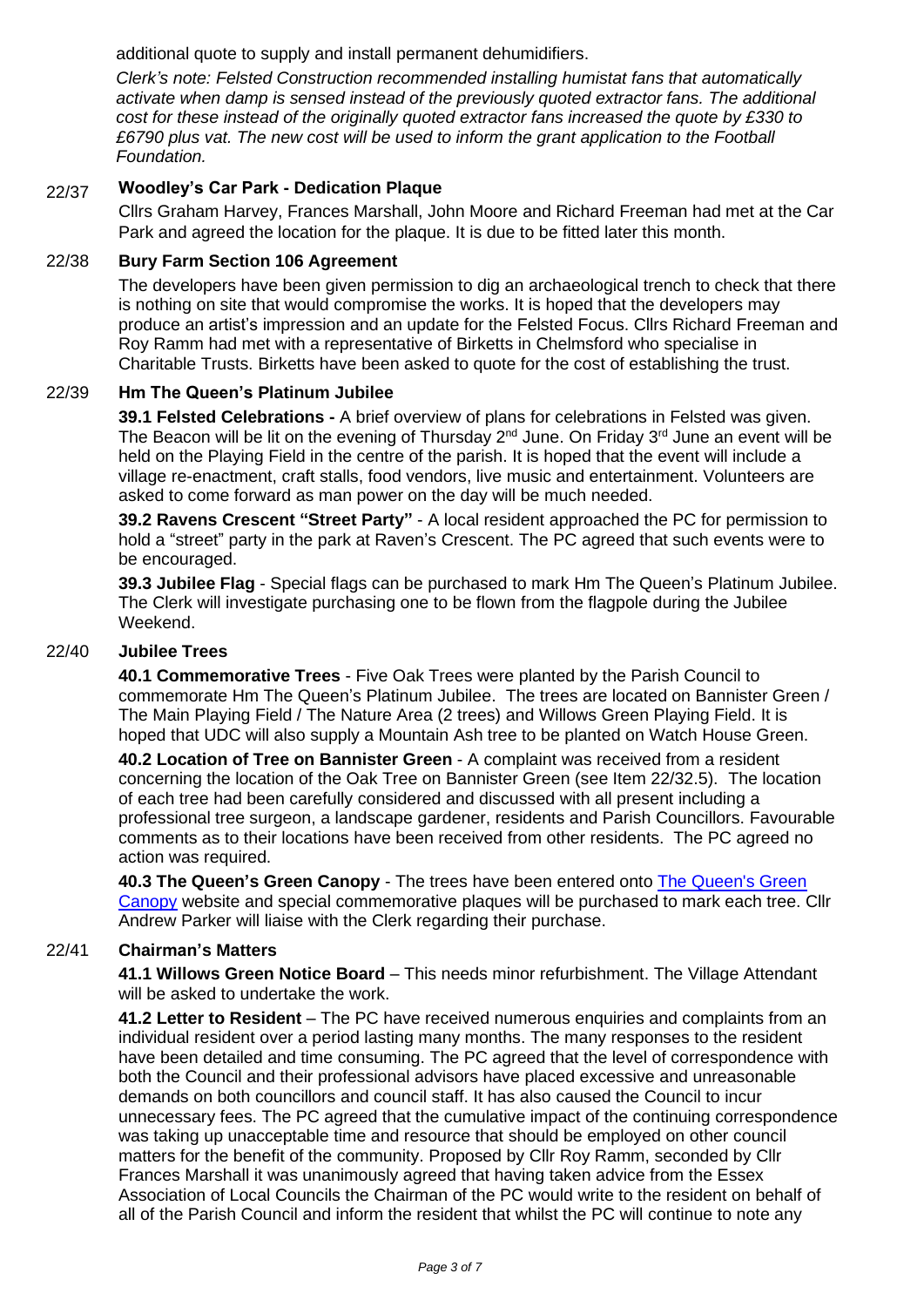additional quote to supply and install permanent dehumidifiers.

*Clerk's note: Felsted Construction recommended installing humistat fans that automatically activate when damp is sensed instead of the previously quoted extractor fans. The additional cost for these instead of the originally quoted extractor fans increased the quote by £330 to £6790 plus vat. The new cost will be used to inform the grant application to the Football Foundation.*

22/37 **Woodley's Car Park - Dedication Plaque**

Cllrs Graham Harvey, Frances Marshall, John Moore and Richard Freeman had met at the Car Park and agreed the location for the plaque. It is due to be fitted later this month.

22/38 **Bury Farm Section 106 Agreement**

The developers have been given permission to dig an archaeological trench to check that there is nothing on site that would compromise the works. It is hoped that the developers may produce an artist's impression and an update for the Felsted Focus. Cllrs Richard Freeman and Roy Ramm had met with a representative of Birketts in Chelmsford who specialise in Charitable Trusts. Birketts have been asked to quote for the cost of establishing the trust.

22/39 **Hm The Queen's Platinum Jubilee**

**39.1 Felsted Celebrations -** A brief overview of plans for celebrations in Felsted was given. The Beacon will be lit on the evening of Thursday 2nd June. On Friday 3rd June an event will be held on the Playing Field in the centre of the parish. It is hoped that the event will include a village re-enactment, craft stalls, food vendors, live music and entertainment. Volunteers are asked to come forward as man power on the day will be much needed.

**39.2 Ravens Crescent "Street Party"** - A local resident approached the PC for permission to hold a "street" party in the park at Raven's Crescent. The PC agreed that such events were to be encouraged.

**39.3 Jubilee Flag** - Special flags can be purchased to mark Hm The Queen's Platinum Jubilee. The Clerk will investigate purchasing one to be flown from the flagpole during the Jubilee Weekend.

22/40 **Jubilee Trees**

**40.1 Commemorative Trees** - Five Oak Trees were planted by the Parish Council to commemorate Hm The Queen's Platinum Jubilee. The trees are located on Bannister Green / The Main Playing Field / The Nature Area (2 trees) and Willows Green Playing Field. It is hoped that UDC will also supply a Mountain Ash tree to be planted on Watch House Green.

**40.2 Location of Tree on Bannister Green** - A complaint was received from a resident concerning the location of the Oak Tree on Bannister Green (see Item 22/32.5). The location of each tree had been carefully considered and discussed with all present including a professional tree surgeon, a landscape gardener, residents and Parish Councillors. Favourable comments as to their locations have been received from other residents. The PC agreed no action was required.

**40.3 The Queen's Green Canopy** - The trees have been entered onto The Queen's Green Canopy website and special commemorative plaques will be purchased to mark each tree. Cllr Andrew Parker will liaise with the Clerk regarding their purchase.

22/41 **Chairman's Matters**

**41.1 Willows Green Notice Board** – This needs minor refurbishment. The Village Attendant will be asked to undertake the work.

**41.2 Letter to Resident** – The PC have received numerous enquiries and complaints from an individual resident over a period lasting many months. The many responses to the resident have been detailed and time consuming. The PC agreed that the level of correspondence with both the Council and their professional advisors have placed excessive and unreasonable demands on both councillors and council staff. It has also caused the Council to incur unnecessary fees. The PC agreed that the cumulative impact of the continuing correspondence was taking up unacceptable time and resource that should be employed on other council matters for the benefit of the community. Proposed by Cllr Roy Ramm, seconded by Cllr Frances Marshall it was unanimously agreed that having taken advice from the Essex Association of Local Councils the Chairman of the PC would write to the resident on behalf of all of the Parish Council and inform the resident that whilst the PC will continue to note any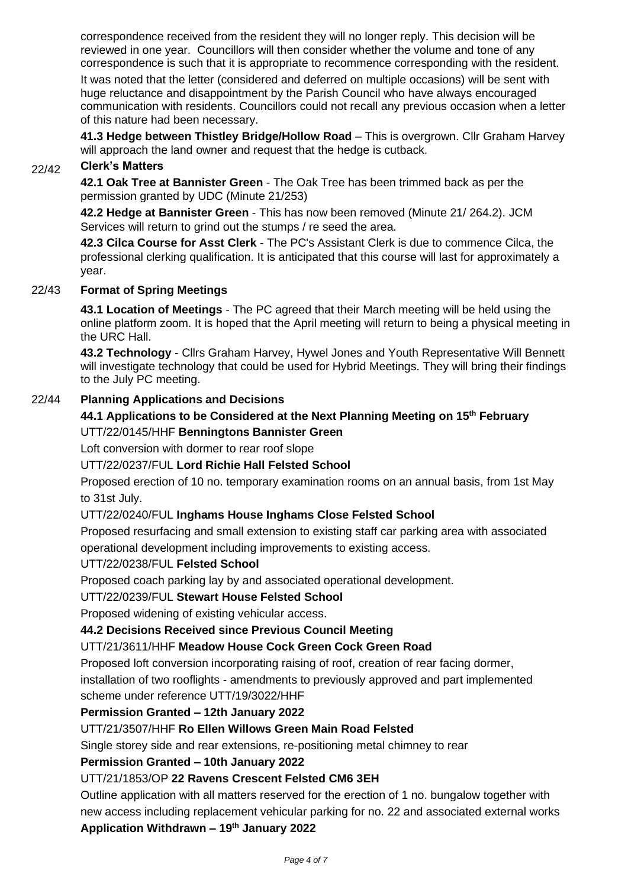correspondence received from the resident they will no longer reply. This decision will be reviewed in one year. Councillors will then consider whether the volume and tone of any correspondence is such that it is appropriate to recommence corresponding with the resident.

It was noted that the letter (considered and deferred on multiple occasions) will be sent with huge reluctance and disappointment by the Parish Council who have always encouraged communication with residents. Councillors could not recall any previous occasion when a letter of this nature had been necessary.

**41.3 Hedge between Thistley Bridge/Hollow Road** – This is overgrown. Cllr Graham Harvey will approach the land owner and request that the hedge is cutback.

## 22/42 Clerk's Matters

**42.1 Oak Tree at Bannister Green** - The Oak Tree has been trimmed back as per the permission granted by UDC (Minute 21/253)

**42.2 Hedge at Bannister Green** - This has now been removed (Minute 21/ 264.2). JCM Services will return to grind out the stumps / re seed the area.

**42.3 Cilca Course for Asst Clerk** - The PC's Assistant Clerk is due to commence Cilca, the professional clerking qualification. It is anticipated that this course will last for approximately a year.

## 22/43 Format of Spring Meetings

**43.1 Location of Meetings** - The PC agreed that their March meeting will be held using the online platform zoom. It is hoped that the April meeting will return to being a physical meeting in the URC Hall.

**43.2 Technology** - Cllrs Graham Harvey, Hywel Jones and Youth Representative Will Bennett will investigate technology that could be used for Hybrid Meetings. They will bring their findings to the July PC meeting.

## 22/44 Planning Applications and Decisions

**44.1 Applications to be Considered at the Next Planning Meeting on 15th February**

UTT/22/0145/HHF **Benningtons Bannister Green**

Loft conversion with dormer to rear roof slope

UTT/22/0237/FUL **Lord Richie Hall Felsted School**

Proposed erection of 10 no. temporary examination rooms on an annual basis, from 1st May to 31st July.

UTT/22/0240/FUL **Inghams House Inghams Close Felsted School**

Proposed resurfacing and small extension to existing staff car parking area with associated operational development including improvements to existing access.

UTT/22/0238/FUL **Felsted School**

Proposed coach parking lay by and associated operational development.

UTT/22/0239/FUL **Stewart House Felsted School**

Proposed widening of existing vehicular access.

**44.2 Decisions Received since Previous Council Meeting**

UTT/21/3611/HHF **Meadow House Cock Green Cock Green Road**

Proposed loft conversion incorporating raising of roof, creation of rear facing dormer, installation of two rooflights - amendments to previously approved and part implemented scheme under reference UTT/19/3022/HHF

**Permission Granted – 12th January 2022**

UTT/21/3507/HHF **Ro Ellen Willows Green Main Road Felsted**

Single storey side and rear extensions, re-positioning metal chimney to rear

**Permission Granted – 10th January 2022**

UTT/21/1853/OP **22 Ravens Crescent Felsted CM6 3EH**

Outline application with all matters reserved for the erection of 1 no. bungalow together with new access including replacement vehicular parking for no. 22 and associated external works

**Application Withdrawn – 19th January 2022**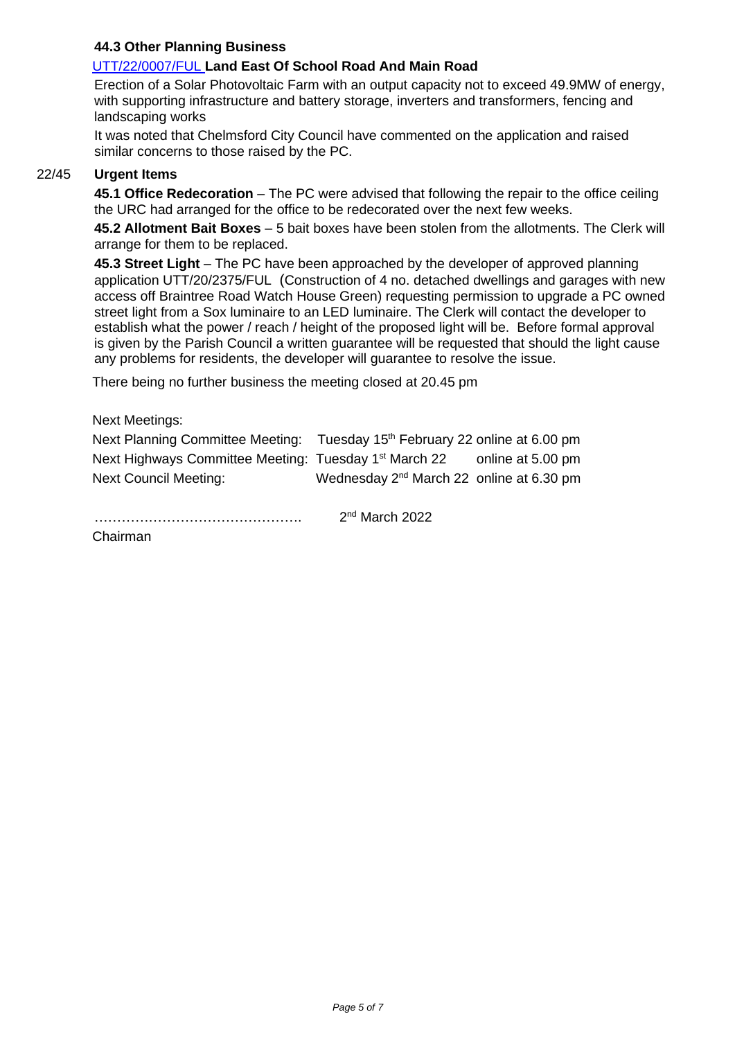**44.3 Other Planning Business**

UTT/22/0007/FUL **Land East Of School Road And Main Road**

Erection of a Solar Photovoltaic Farm with an output capacity not to exceed 49.9MW of energy, with supporting infrastructure and battery storage, inverters and transformers, fencing and landscaping works

It was noted that Chelmsford City Council have commented on the application and raised similar concerns to those raised by the PC.

22/45 **Urgent Items**

**45.1 Office Redecoration** – The PC were advised that following the repair to the office ceiling the URC had arranged for the office to be redecorated over the next few weeks.

**45.2 Allotment Bait Boxes** – 5 bait boxes have been stolen from the allotments. The Clerk will arrange for them to be replaced.

**45.3 Street Light** – The PC have been approached by the developer of approved planning application UTT/20/2375/FUL (Construction of 4 no. detached dwellings and garages with new access off Braintree Road Watch House Green) requesting permission to upgrade a PC owned street light from a Sox luminaire to an LED luminaire. The Clerk will contact the developer to establish what the power / reach / height of the proposed light will be. Before formal approval is given by the Parish Council a written guarantee will be requested that should the light cause any problems for residents, the developer will guarantee to resolve the issue.

There being no further business the meeting closed at 20.45 pm

Next Meetings:

| | | |
|---|---|---|
| Next Planning Committee Meeting: | Tuesday 15th February 22 | online at 6.00 pm |
| Next Highways Committee Meeting: | Tuesday 1st March 22 | online at 5.00 pm |
| Next Council Meeting: | Wednesday 2nd March 22 | online at 6.30 pm |

………………………………………. 2nd March 2022

Chairman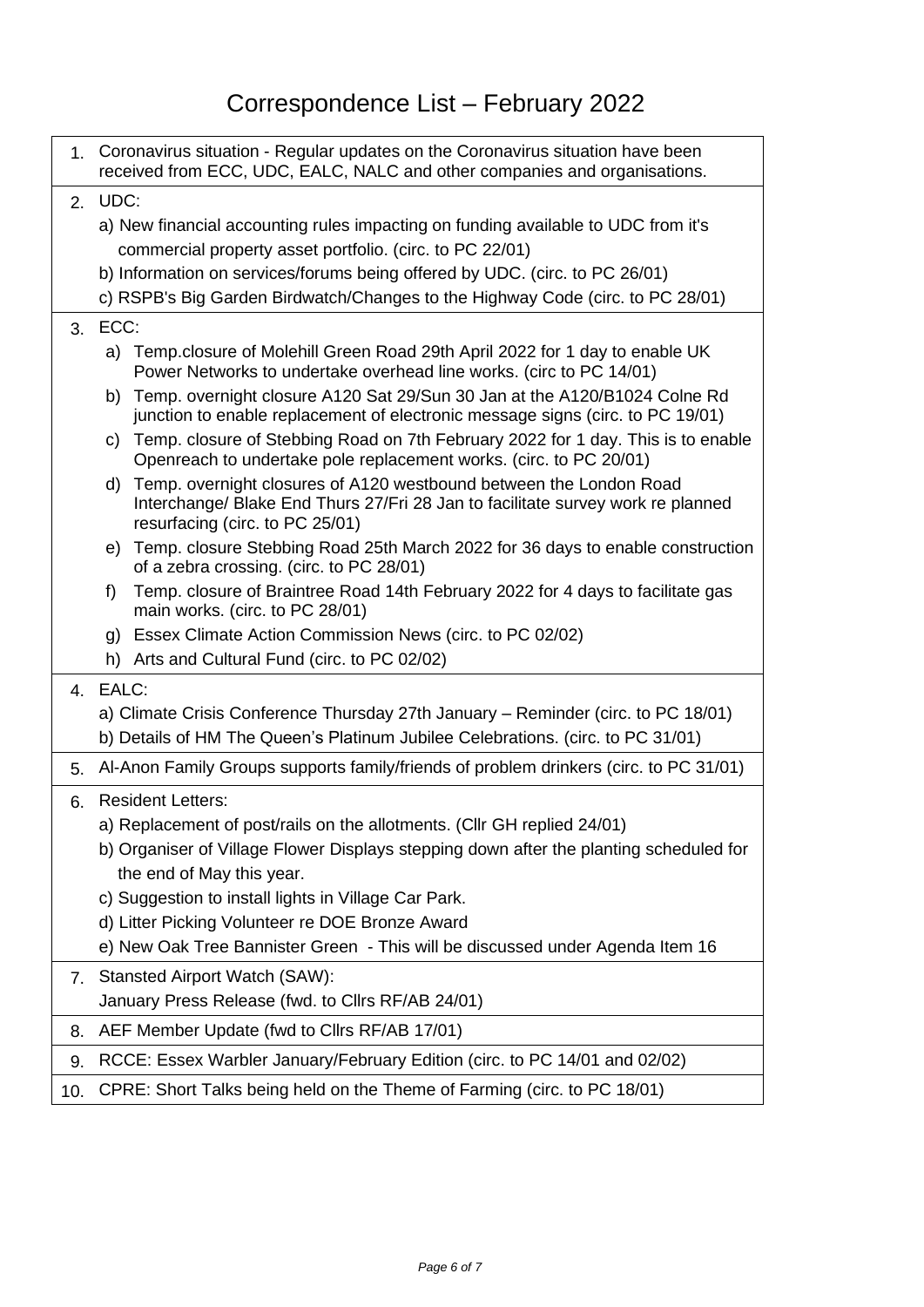# Correspondence List – February 2022

1. Coronavirus situation - Regular updates on the Coronavirus situation have been received from ECC, UDC, EALC, NALC and other companies and organisations.
2. UDC:
   a) New financial accounting rules impacting on funding available to UDC from it's commercial property asset portfolio. (circ. to PC 22/01)
   b) Information on services/forums being offered by UDC. (circ. to PC 26/01)
   c) RSPB's Big Garden Birdwatch/Changes to the Highway Code (circ. to PC 28/01)
3. ECC:
   a) Temp.closure of Molehill Green Road 29th April 2022 for 1 day to enable UK Power Networks to undertake overhead line works. (circ to PC 14/01)
   b) Temp. overnight closure A120 Sat 29/Sun 30 Jan at the A120/B1024 Colne Rd junction to enable replacement of electronic message signs (circ. to PC 19/01)
   c) Temp. closure of Stebbing Road on 7th February 2022 for 1 day. This is to enable Openreach to undertake pole replacement works. (circ. to PC 20/01)
   d) Temp. overnight closures of A120 westbound between the London Road Interchange/ Blake End Thurs 27/Fri 28 Jan to facilitate survey work re planned resurfacing (circ. to PC 25/01)
   e) Temp. closure Stebbing Road 25th March 2022 for 36 days to enable construction of a zebra crossing. (circ. to PC 28/01)
   f) Temp. closure of Braintree Road 14th February 2022 for 4 days to facilitate gas main works. (circ. to PC 28/01)
   g) Essex Climate Action Commission News (circ. to PC 02/02)
   h) Arts and Cultural Fund (circ. to PC 02/02)
4. EALC:
   a) Climate Crisis Conference Thursday 27th January – Reminder (circ. to PC 18/01)
   b) Details of HM The Queen's Platinum Jubilee Celebrations. (circ. to PC 31/01)
5. Al-Anon Family Groups supports family/friends of problem drinkers (circ. to PC 31/01)
6. Resident Letters:
   a) Replacement of post/rails on the allotments. (Cllr GH replied 24/01)
   b) Organiser of Village Flower Displays stepping down after the planting scheduled for the end of May this year.
   c) Suggestion to install lights in Village Car Park.
   d) Litter Picking Volunteer re DOE Bronze Award
   e) New Oak Tree Bannister Green - This will be discussed under Agenda Item 16
7. Stansted Airport Watch (SAW):
   January Press Release (fwd. to Cllrs RF/AB 24/01)
8. AEF Member Update (fwd to Cllrs RF/AB 17/01)
9. RCCE: Essex Warbler January/February Edition (circ. to PC 14/01 and 02/02)
10. CPRE: Short Talks being held on the Theme of Farming (circ. to PC 18/01)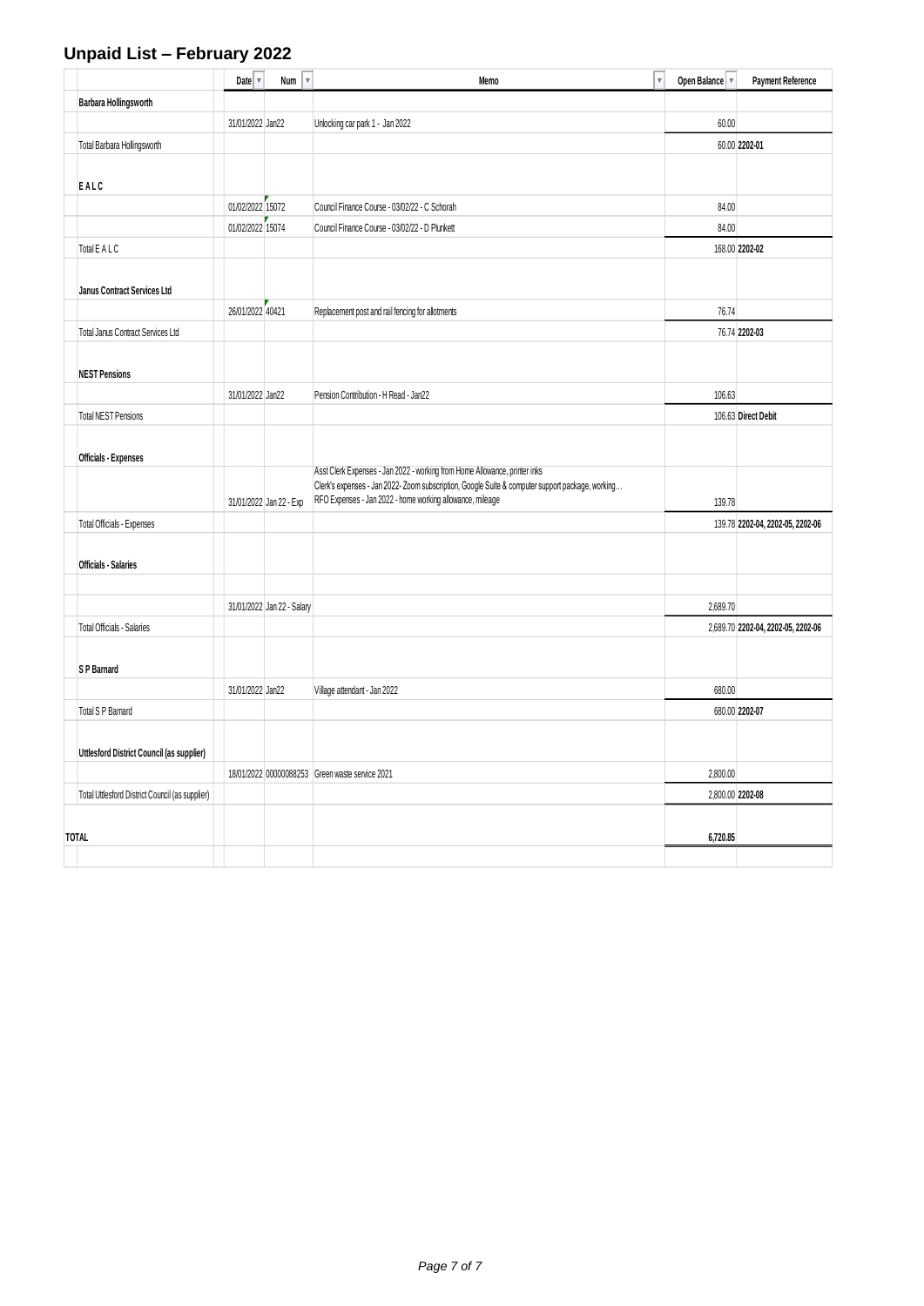# Unpaid List – February 2022

| | Date | Num | Memo | Open Balance | Payment Reference |
|---|---|---|---|---|---|
| **Barbara Hollingsworth** | | | | | |
| | 31/01/2022 | Jan22 | Unlocking car park 1 - Jan 2022 | 60.00 | |
| Total Barbara Hollingsworth | | | | 60.00 | **2202-01** |
| **E A L C** | | | | | |
| | 01/02/2022 | 15072 | Council Finance Course - 03/02/22 - C Schorah | 84.00 | |
| | 01/02/2022 | 15074 | Council Finance Course - 03/02/22 - D Plunkett | 84.00 | |
| Total E A L C | | | | 168.00 | **2202-02** |
| **Janus Contract Services Ltd** | | | | | |
| | 26/01/2022 | 40421 | Replacement post and rail fencing for allotments | 76.74 | |
| Total Janus Contract Services Ltd | | | | 76.74 | **2202-03** |
| **NEST Pensions** | | | | | |
| | 31/01/2022 | Jan22 | Pension Contribution - H Read - Jan22 | 106.63 | |
| Total NEST Pensions | | | | 106.63 | **Direct Debit** |
| **Officials - Expenses** | | | | | |
| | 31/01/2022 | Jan 22 - Exp | Asst Clerk Expenses - Jan 2022 - working from Home Allowance, printer inks<br>Clerk's expenses - Jan 2022- Zoom subscription, Google Suite & computer support package, working…<br>RFO Expenses - Jan 2022 - home working allowance, mileage | 139.78 | |
| Total Officials - Expenses | | | | 139.78 | **2202-04, 2202-05, 2202-06** |
| **Officials - Salaries** | | | | | |
| | 31/01/2022 | Jan 22 - Salary | | 2,689.70 | |
| Total Officials - Salaries | | | | 2,689.70 | **2202-04, 2202-05, 2202-06** |
| **S P Barnard** | | | | | |
| | 31/01/2022 | Jan22 | Village attendant - Jan 2022 | 680.00 | |
| Total S P Barnard | | | | 680.00 | **2202-07** |
| **Uttlesford District Council (as supplier)** | | | | | |
| | 18/01/2022 | 00000088253 | Green waste service 2021 | 2,800.00 | |
| Total Uttlesford District Council (as supplier) | | | | 2,800.00 | **2202-08** |
| **TOTAL** | | | | **6,720.85** | |